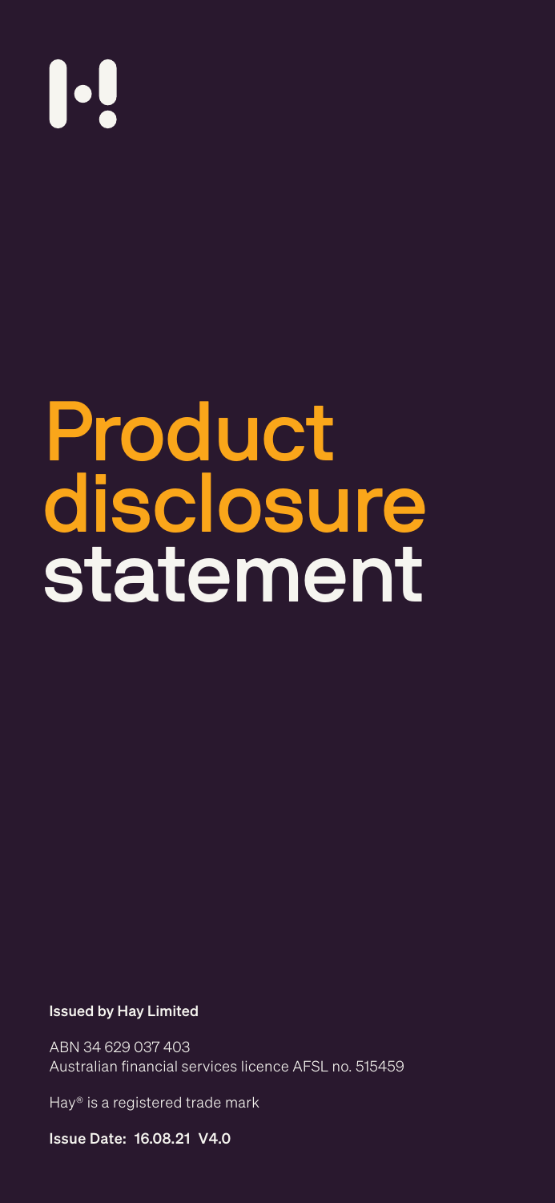# Product disclosure statement

**Issued by Hay Limited**

ABN 34 629 037 403
Australian financial services licence AFSL no. 515459

Hay® is a registered trade mark

**Issue Date: 16.08.21 V4.0**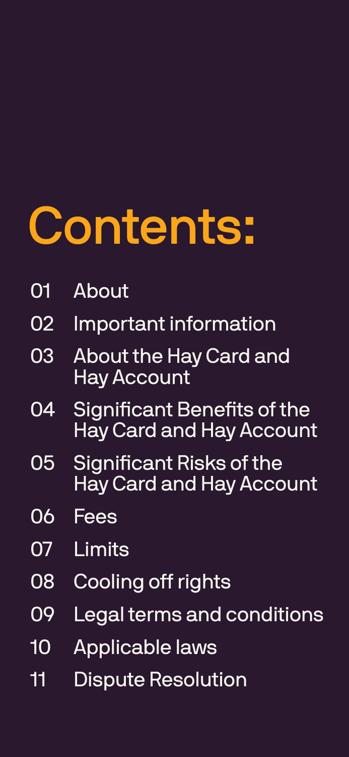# Contents:

01 About

02 Important information

03 About the Hay Card and Hay Account

04 Significant Benefits of the Hay Card and Hay Account

05 Significant Risks of the Hay Card and Hay Account

06 Fees

07 Limits

08 Cooling off rights

09 Legal terms and conditions

10 Applicable laws

11 Dispute Resolution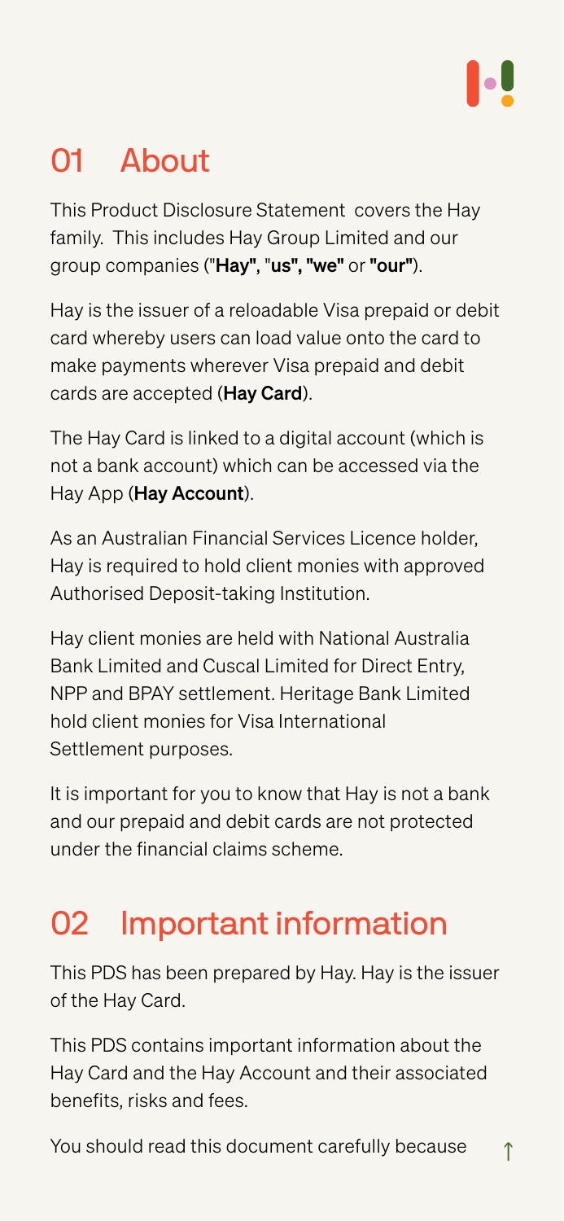## 01 About

This Product Disclosure Statement covers the Hay family. This includes Hay Group Limited and our group companies ("**Hay"**, "**us", "we"** or **"our"**).

Hay is the issuer of a reloadable Visa prepaid or debit card whereby users can load value onto the card to make payments wherever Visa prepaid and debit cards are accepted (**Hay Card**).

The Hay Card is linked to a digital account (which is not a bank account) which can be accessed via the Hay App (**Hay Account**).

As an Australian Financial Services Licence holder, Hay is required to hold client monies with approved Authorised Deposit-taking Institution.

Hay client monies are held with National Australia Bank Limited and Cuscal Limited for Direct Entry, NPP and BPAY settlement. Heritage Bank Limited hold client monies for Visa International Settlement purposes.

It is important for you to know that Hay is not a bank and our prepaid and debit cards are not protected under the financial claims scheme.

## 02 Important information

This PDS has been prepared by Hay. Hay is the issuer of the Hay Card.

This PDS contains important information about the Hay Card and the Hay Account and their associated benefits, risks and fees.

You should read this document carefully because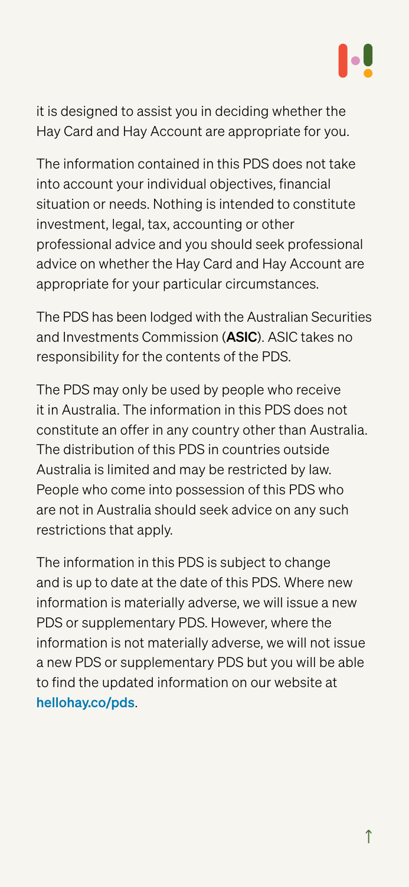it is designed to assist you in deciding whether the Hay Card and Hay Account are appropriate for you.

The information contained in this PDS does not take into account your individual objectives, financial situation or needs. Nothing is intended to constitute investment, legal, tax, accounting or other professional advice and you should seek professional advice on whether the Hay Card and Hay Account are appropriate for your particular circumstances.

The PDS has been lodged with the Australian Securities and Investments Commission (**ASIC**). ASIC takes no responsibility for the contents of the PDS.

The PDS may only be used by people who receive it in Australia. The information in this PDS does not constitute an offer in any country other than Australia. The distribution of this PDS in countries outside Australia is limited and may be restricted by law. People who come into possession of this PDS who are not in Australia should seek advice on any such restrictions that apply.

The information in this PDS is subject to change and is up to date at the date of this PDS. Where new information is materially adverse, we will issue a new PDS or supplementary PDS. However, where the information is not materially adverse, we will not issue a new PDS or supplementary PDS but you will be able to find the updated information on our website at hellohay.co/pds.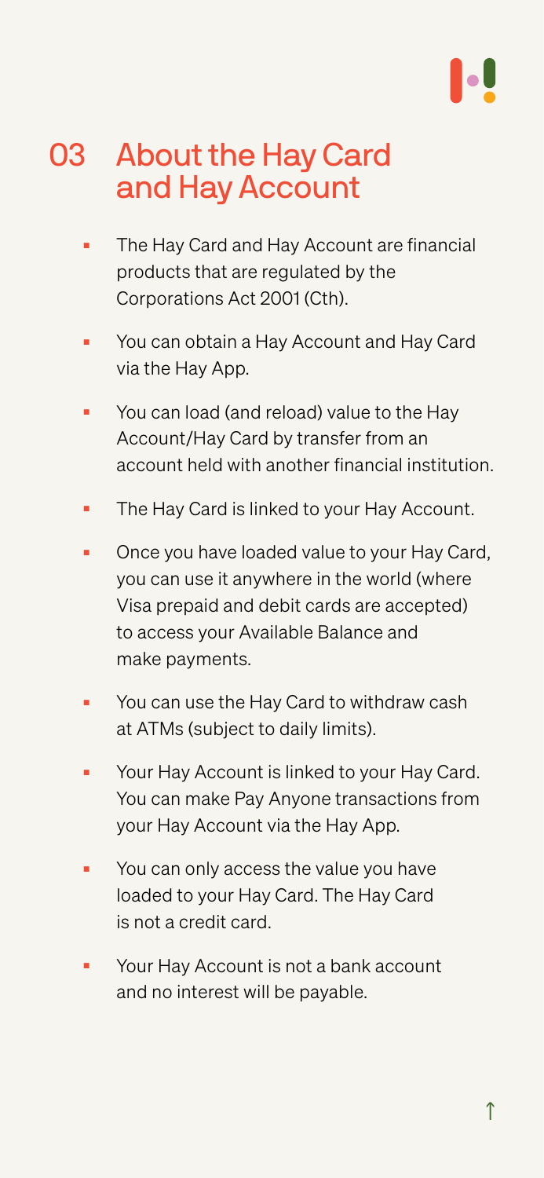## 03 About the Hay Card and Hay Account

- The Hay Card and Hay Account are financial products that are regulated by the Corporations Act 2001 (Cth).
- You can obtain a Hay Account and Hay Card via the Hay App.
- You can load (and reload) value to the Hay Account/Hay Card by transfer from an account held with another financial institution.
- The Hay Card is linked to your Hay Account.
- Once you have loaded value to your Hay Card, you can use it anywhere in the world (where Visa prepaid and debit cards are accepted) to access your Available Balance and make payments.
- You can use the Hay Card to withdraw cash at ATMs (subject to daily limits).
- Your Hay Account is linked to your Hay Card. You can make Pay Anyone transactions from your Hay Account via the Hay App.
- You can only access the value you have loaded to your Hay Card. The Hay Card is not a credit card.
- Your Hay Account is not a bank account and no interest will be payable.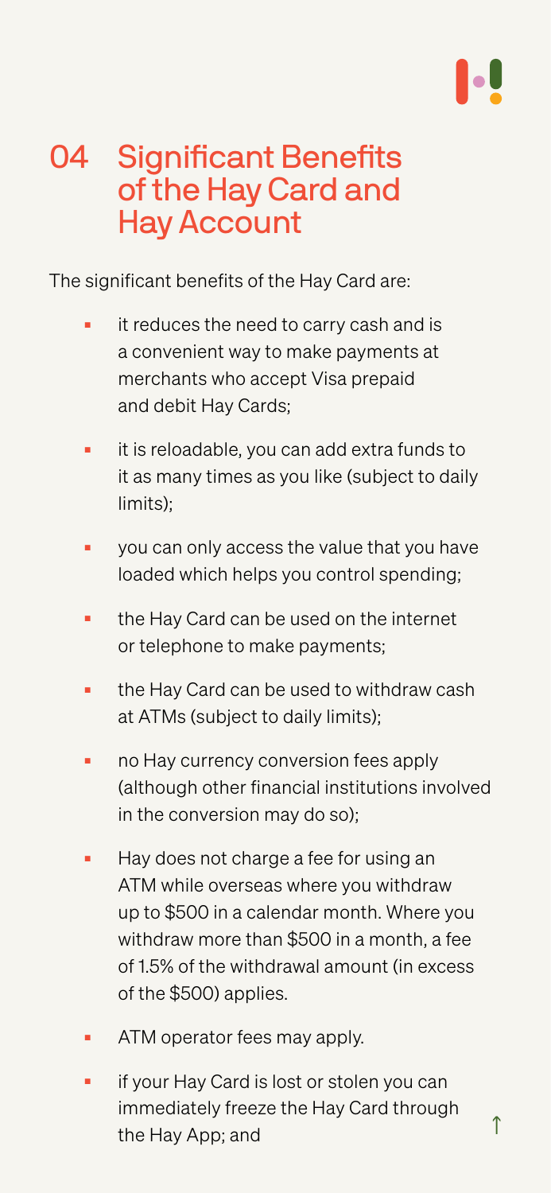## 04 Significant Benefits of the Hay Card and Hay Account

The significant benefits of the Hay Card are:

- it reduces the need to carry cash and is a convenient way to make payments at merchants who accept Visa prepaid and debit Hay Cards;
- it is reloadable, you can add extra funds to it as many times as you like (subject to daily limits);
- you can only access the value that you have loaded which helps you control spending;
- the Hay Card can be used on the internet or telephone to make payments;
- the Hay Card can be used to withdraw cash at ATMs (subject to daily limits);
- no Hay currency conversion fees apply (although other financial institutions involved in the conversion may do so);
- Hay does not charge a fee for using an ATM while overseas where you withdraw up to $500 in a calendar month. Where you withdraw more than $500 in a month, a fee of 1.5% of the withdrawal amount (in excess of the $500) applies.
- ATM operator fees may apply.
- if your Hay Card is lost or stolen you can immediately freeze the Hay Card through the Hay App; and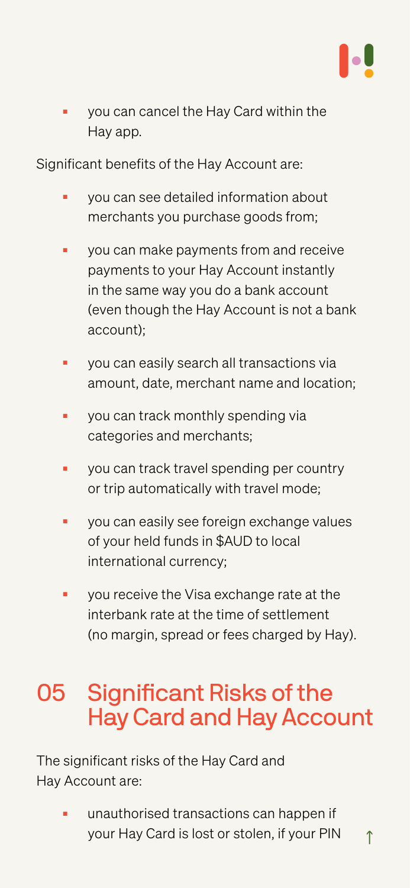- you can cancel the Hay Card within the Hay app.

Significant benefits of the Hay Account are:

- you can see detailed information about merchants you purchase goods from;
- you can make payments from and receive payments to your Hay Account instantly in the same way you do a bank account (even though the Hay Account is not a bank account);
- you can easily search all transactions via amount, date, merchant name and location;
- you can track monthly spending via categories and merchants;
- you can track travel spending per country or trip automatically with travel mode;
- you can easily see foreign exchange values of your held funds in $AUD to local international currency;
- you receive the Visa exchange rate at the interbank rate at the time of settlement (no margin, spread or fees charged by Hay).

## 05 Significant Risks of the Hay Card and Hay Account

The significant risks of the Hay Card and Hay Account are:

- unauthorised transactions can happen if your Hay Card is lost or stolen, if your PIN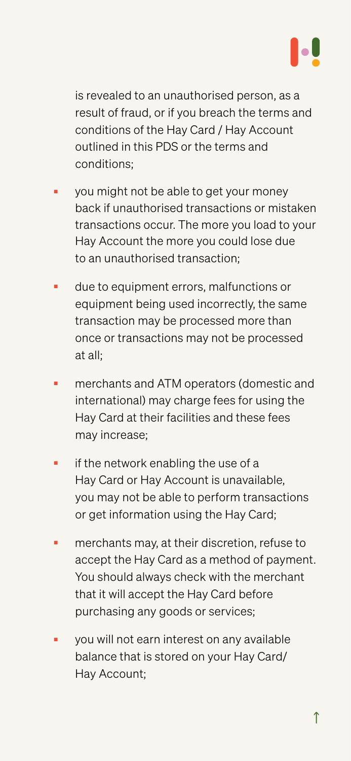is revealed to an unauthorised person, as a result of fraud, or if you breach the terms and conditions of the Hay Card / Hay Account outlined in this PDS or the terms and conditions;

- you might not be able to get your money back if unauthorised transactions or mistaken transactions occur. The more you load to your Hay Account the more you could lose due to an unauthorised transaction;
- due to equipment errors, malfunctions or equipment being used incorrectly, the same transaction may be processed more than once or transactions may not be processed at all;
- merchants and ATM operators (domestic and international) may charge fees for using the Hay Card at their facilities and these fees may increase;
- if the network enabling the use of a Hay Card or Hay Account is unavailable, you may not be able to perform transactions or get information using the Hay Card;
- merchants may, at their discretion, refuse to accept the Hay Card as a method of payment. You should always check with the merchant that it will accept the Hay Card before purchasing any goods or services;
- you will not earn interest on any available balance that is stored on your Hay Card/ Hay Account;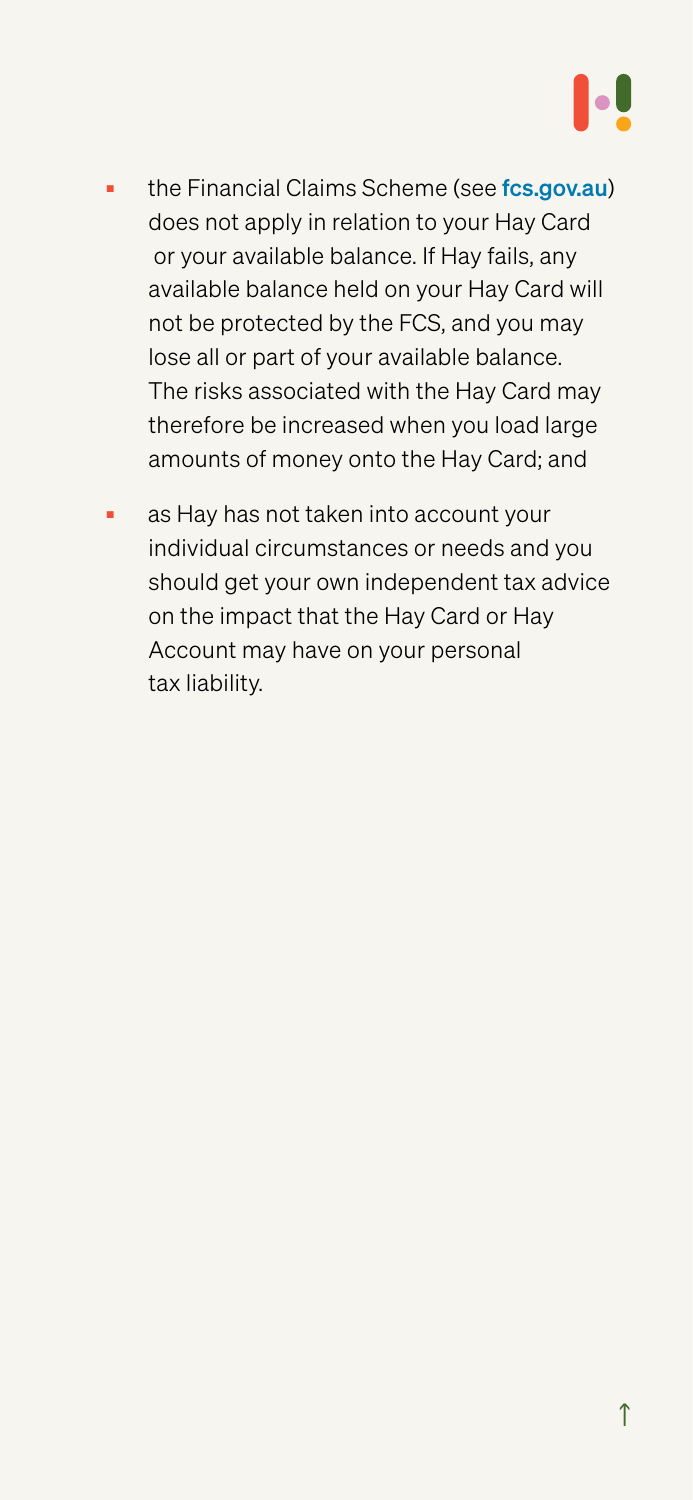- the Financial Claims Scheme (see fcs.gov.au) does not apply in relation to your Hay Card or your available balance. If Hay fails, any available balance held on your Hay Card will not be protected by the FCS, and you may lose all or part of your available balance. The risks associated with the Hay Card may therefore be increased when you load large amounts of money onto the Hay Card; and
- as Hay has not taken into account your individual circumstances or needs and you should get your own independent tax advice on the impact that the Hay Card or Hay Account may have on your personal tax liability.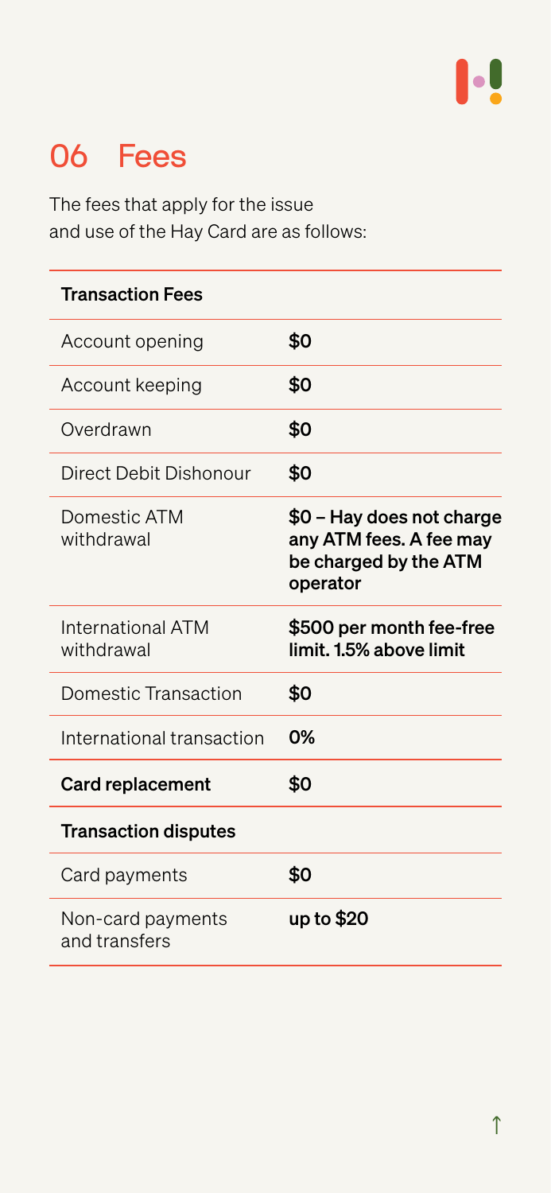## 06 Fees

The fees that apply for the issue and use of the Hay Card are as follows:

| **Transaction Fees** | |
|---|---|
| Account opening | **$0** |
| Account keeping | **$0** |
| Overdrawn | **$0** |
| Direct Debit Dishonour | **$0** |
| Domestic ATM withdrawal | **$0 – Hay does not charge any ATM fees. A fee may be charged by the ATM operator** |
| International ATM withdrawal | **$500 per month fee-free limit. 1.5% above limit** |
| Domestic Transaction | **$0** |
| International transaction | **0%** |
| **Card replacement** | **$0** |
| **Transaction disputes** | |
| Card payments | **$0** |
| Non-card payments and transfers | **up to $20** |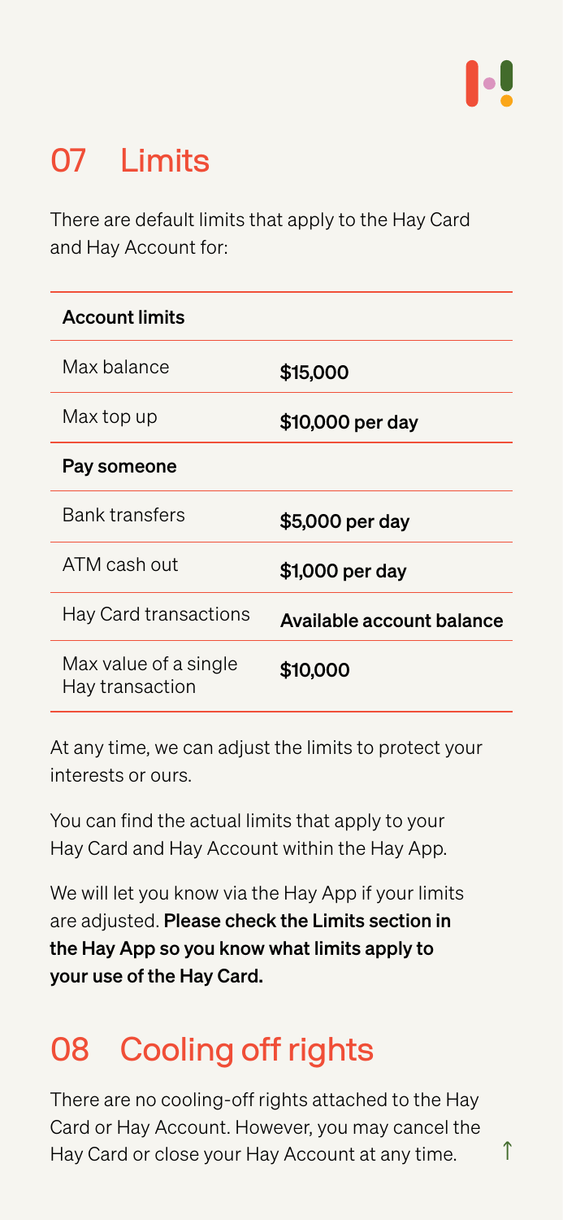## 07 Limits

There are default limits that apply to the Hay Card and Hay Account for:

| **Account limits** | |
|---|---|
| Max balance | **$15,000** |
| Max top up | **$10,000 per day** |
| **Pay someone** | |
| Bank transfers | **$5,000 per day** |
| ATM cash out | **$1,000 per day** |
| Hay Card transactions | **Available account balance** |
| Max value of a single Hay transaction | **$10,000** |

At any time, we can adjust the limits to protect your interests or ours.

You can find the actual limits that apply to your Hay Card and Hay Account within the Hay App.

We will let you know via the Hay App if your limits are adjusted. **Please check the Limits section in the Hay App so you know what limits apply to your use of the Hay Card.**

## 08 Cooling off rights

There are no cooling-off rights attached to the Hay Card or Hay Account. However, you may cancel the Hay Card or close your Hay Account at any time.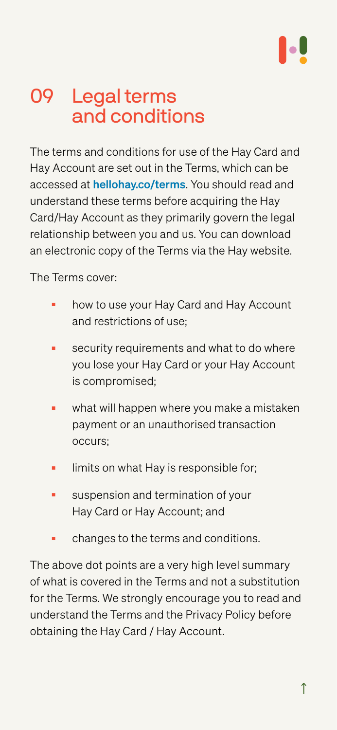## 09 Legal terms and conditions

The terms and conditions for use of the Hay Card and Hay Account are set out in the Terms, which can be accessed at **hellohay.co/terms**. You should read and understand these terms before acquiring the Hay Card/Hay Account as they primarily govern the legal relationship between you and us. You can download an electronic copy of the Terms via the Hay website.

The Terms cover:

- how to use your Hay Card and Hay Account and restrictions of use;
- security requirements and what to do where you lose your Hay Card or your Hay Account is compromised;
- what will happen where you make a mistaken payment or an unauthorised transaction occurs;
- limits on what Hay is responsible for;
- suspension and termination of your Hay Card or Hay Account; and
- changes to the terms and conditions.

The above dot points are a very high level summary of what is covered in the Terms and not a substitution for the Terms. We strongly encourage you to read and understand the Terms and the Privacy Policy before obtaining the Hay Card / Hay Account.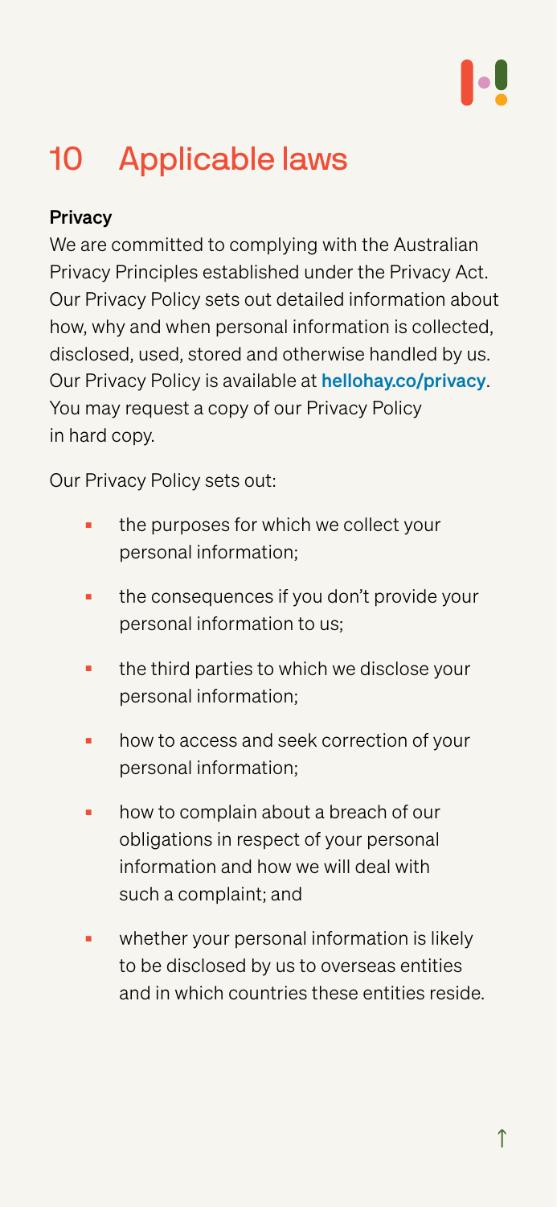# 10 Applicable laws

**Privacy**

We are committed to complying with the Australian Privacy Principles established under the Privacy Act. Our Privacy Policy sets out detailed information about how, why and when personal information is collected, disclosed, used, stored and otherwise handled by us. Our Privacy Policy is available at **hellohay.co/privacy**. You may request a copy of our Privacy Policy in hard copy.

Our Privacy Policy sets out:

- the purposes for which we collect your personal information;
- the consequences if you don't provide your personal information to us;
- the third parties to which we disclose your personal information;
- how to access and seek correction of your personal information;
- how to complain about a breach of our obligations in respect of your personal information and how we will deal with such a complaint; and
- whether your personal information is likely to be disclosed by us to overseas entities and in which countries these entities reside.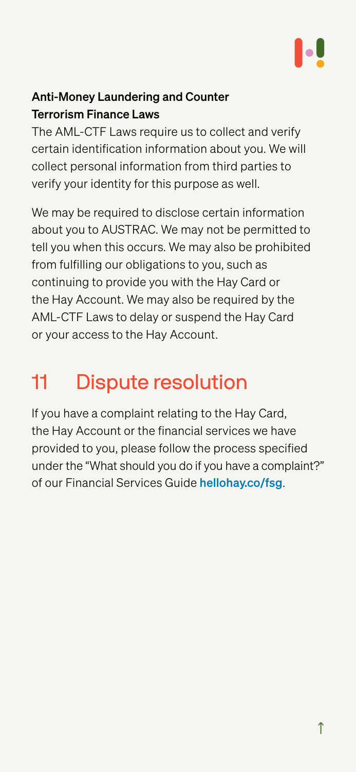### Anti-Money Laundering and Counter Terrorism Finance Laws

The AML-CTF Laws require us to collect and verify certain identification information about you. We will collect personal information from third parties to verify your identity for this purpose as well.

We may be required to disclose certain information about you to AUSTRAC. We may not be permitted to tell you when this occurs. We may also be prohibited from fulfilling our obligations to you, such as continuing to provide you with the Hay Card or the Hay Account. We may also be required by the AML-CTF Laws to delay or suspend the Hay Card or your access to the Hay Account.

## 11 Dispute resolution

If you have a complaint relating to the Hay Card, the Hay Account or the financial services we have provided to you, please follow the process specified under the "What should you do if you have a complaint?" of our Financial Services Guide **hellohay.co/fsg**.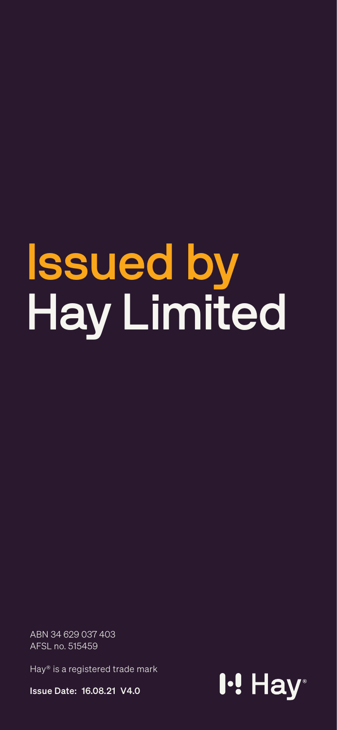# Issued by Hay Limited

ABN 34 629 037 403
AFSL no. 515459

Hay® is a registered trade mark

**Issue Date: 16.08.21 V4.0**

Hay®